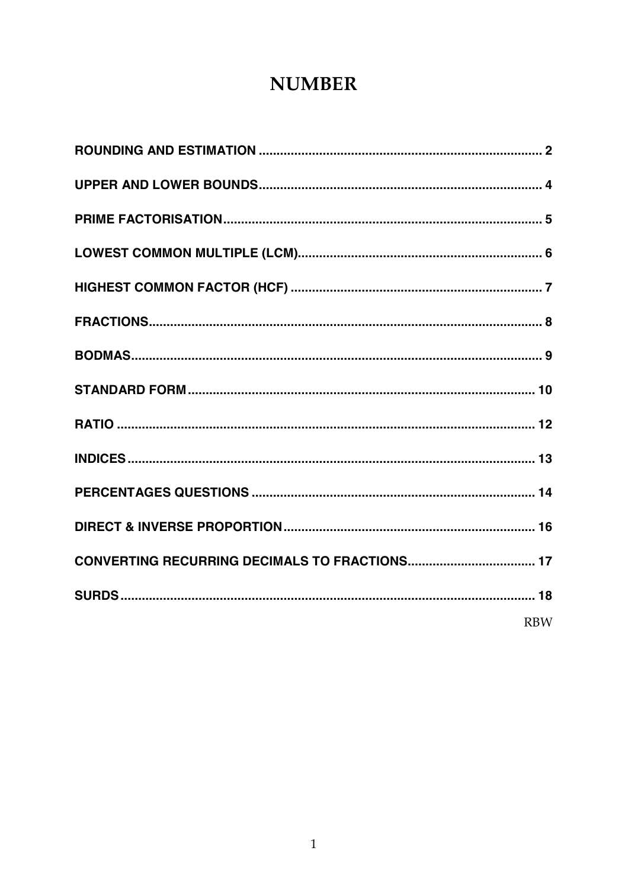# NUMBER

ROUNDING AND ESTIMATION .............................................................................. 2

UPPER AND LOWER BOUNDS.............................................................................. 4

PRIME FACTORISATION........................................................................................ 5

LOWEST COMMON MULTIPLE (LCM).................................................................... 6

HIGHEST COMMON FACTOR (HCF) ...................................................................... 7

FRACTIONS............................................................................................................ 8

BODMAS.................................................................................................................. 9

STANDARD FORM................................................................................................ 10

RATIO .................................................................................................................... 12

INDICES................................................................................................................. 13

PERCENTAGES QUESTIONS ............................................................................... 14

DIRECT & INVERSE PROPORTION...................................................................... 16

CONVERTING RECURRING DECIMALS TO FRACTIONS................................... 17

SURDS................................................................................................................... 18

RBW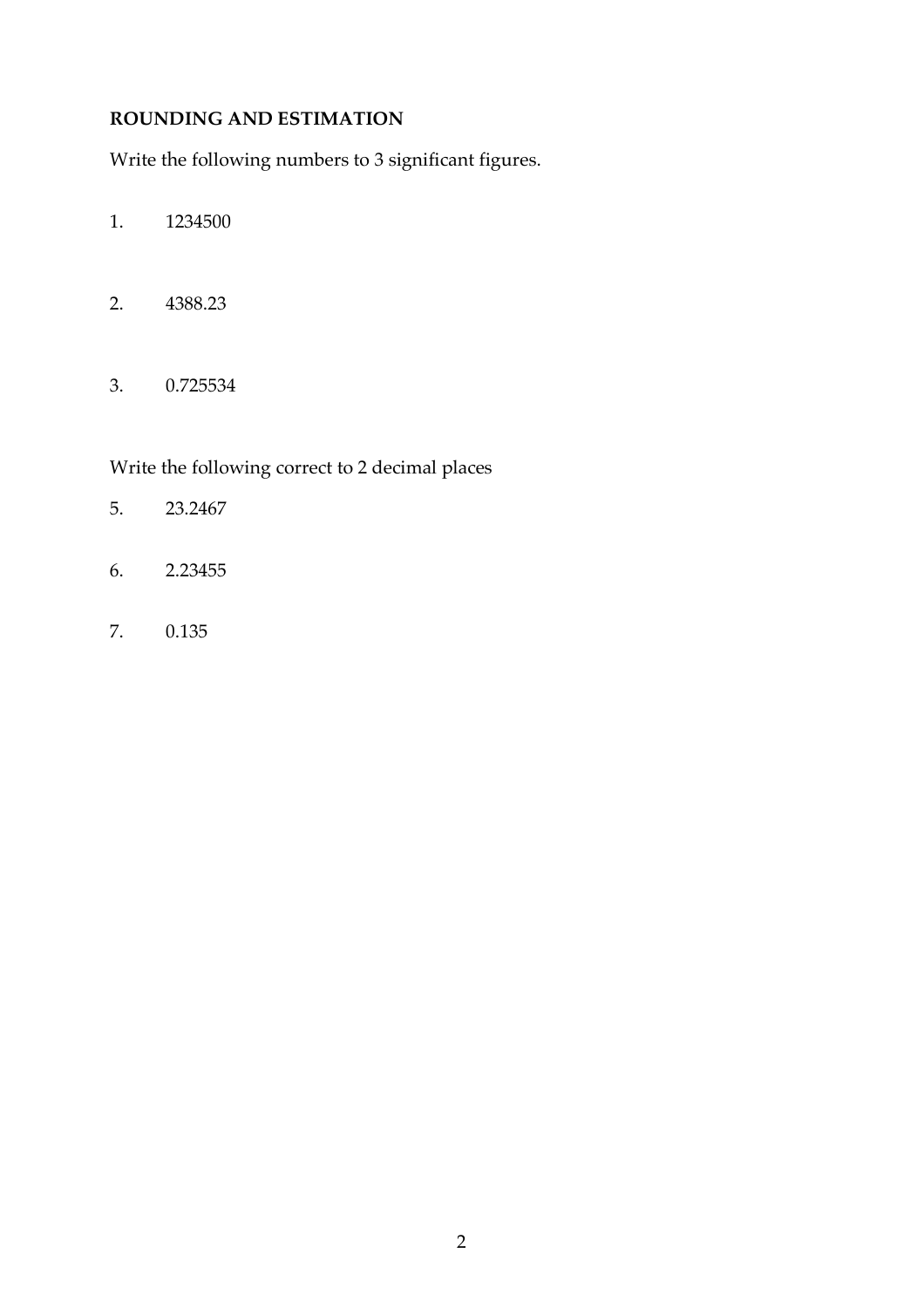## ROUNDING AND ESTIMATION

Write the following numbers to 3 significant figures.

1. 1234500

2. 4388.23

3. 0.725534

Write the following correct to 2 decimal places

5. 23.2467

6. 2.23455

7. 0.135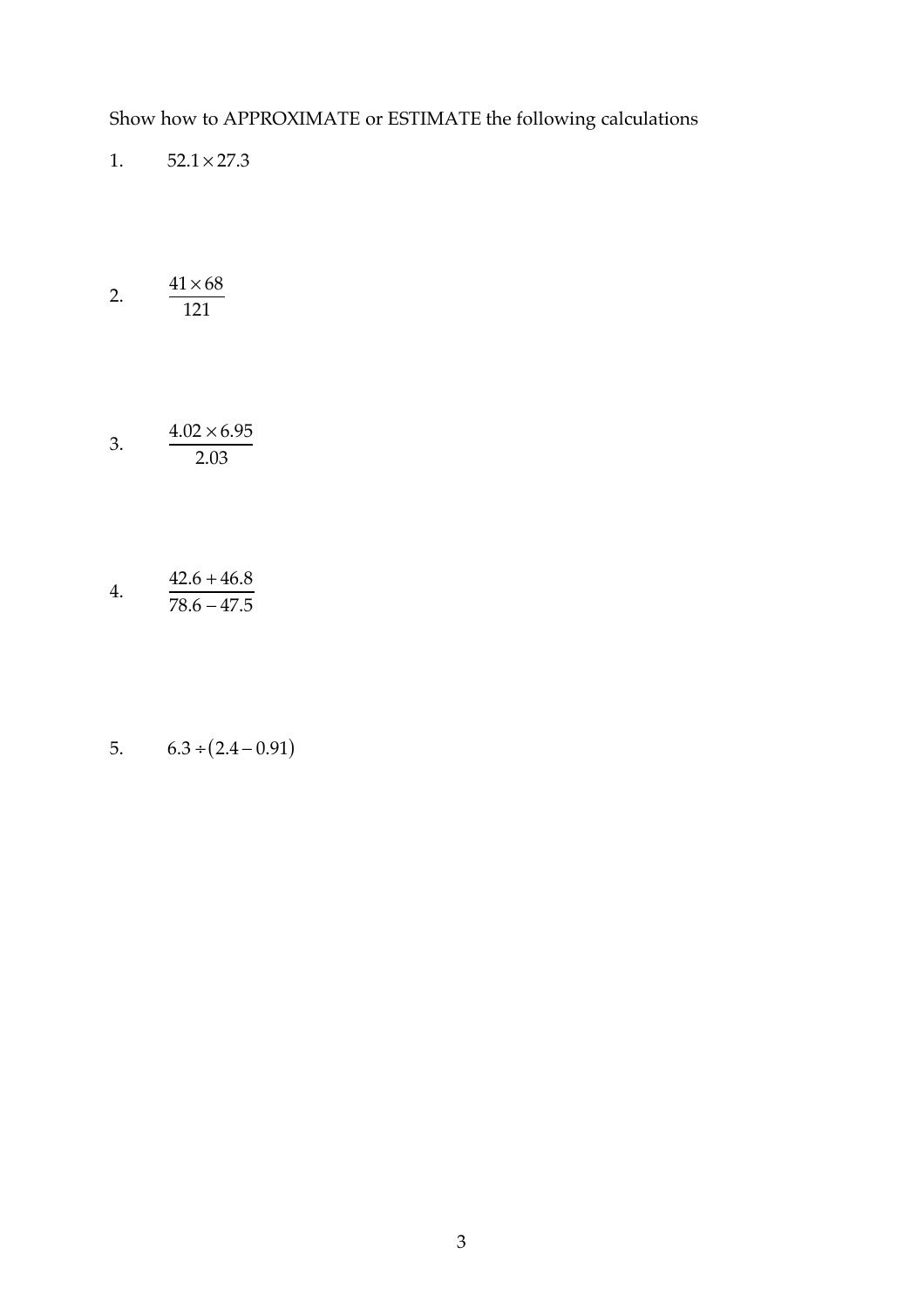Show how to APPROXIMATE or ESTIMATE the following calculations

1. $52.1 \times 27.3$

2. $\dfrac{41 \times 68}{121}$

3. $\dfrac{4.02 \times 6.95}{2.03}$

4. $\dfrac{42.6 + 46.8}{78.6 - 47.5}$

5. $6.3 \div (2.4 - 0.91)$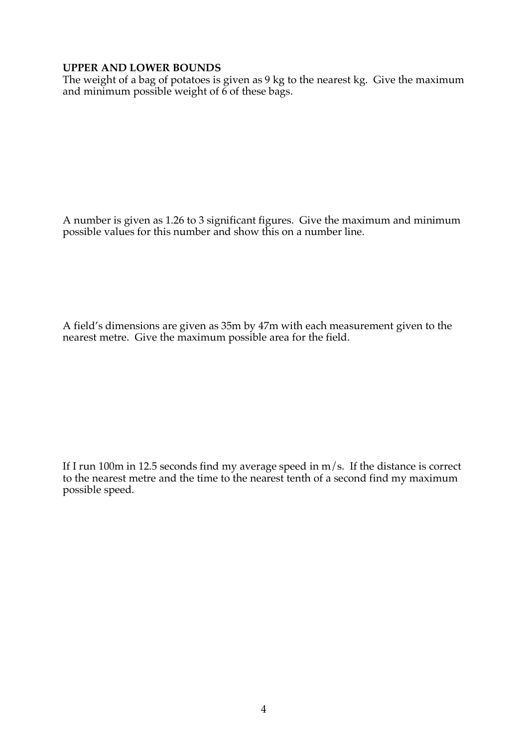**UPPER AND LOWER BOUNDS**

The weight of a bag of potatoes is given as 9 kg to the nearest kg. Give the maximum and minimum possible weight of 6 of these bags.

A number is given as 1.26 to 3 significant figures. Give the maximum and minimum possible values for this number and show this on a number line.

A field's dimensions are given as 35m by 47m with each measurement given to the nearest metre. Give the maximum possible area for the field.

If I run 100m in 12.5 seconds find my average speed in m/s. If the distance is correct to the nearest metre and the time to the nearest tenth of a second find my maximum possible speed.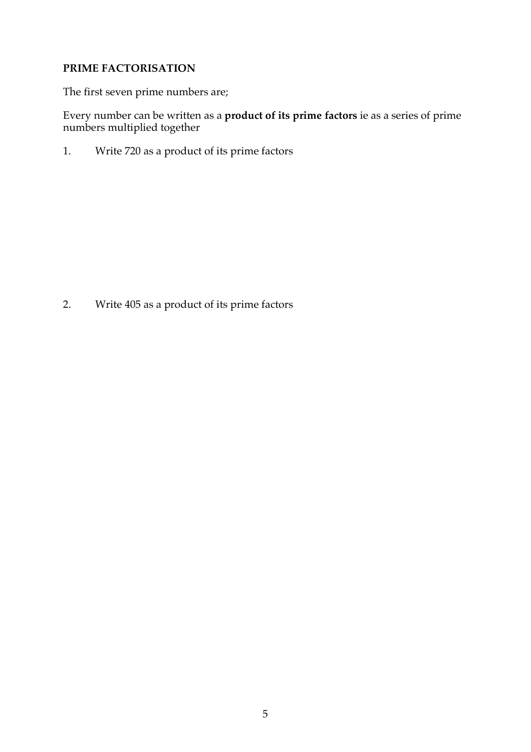## PRIME FACTORISATION

The first seven prime numbers are;

Every number can be written as a **product of its prime factors** ie as a series of prime numbers multiplied together

1. Write 720 as a product of its prime factors

2. Write 405 as a product of its prime factors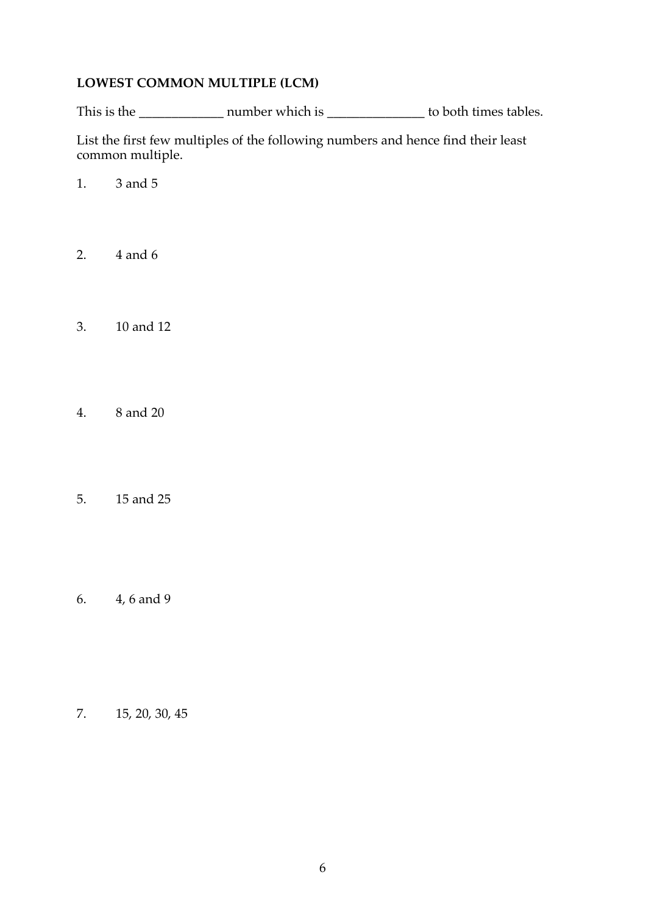**LOWEST COMMON MULTIPLE (LCM)**

This is the _____________ number which is _______________ to both times tables.

List the first few multiples of the following numbers and hence find their least common multiple.

1. 3 and 5

2. 4 and 6

3. 10 and 12

4. 8 and 20

5. 15 and 25

6. 4, 6 and 9

7. 15, 20, 30, 45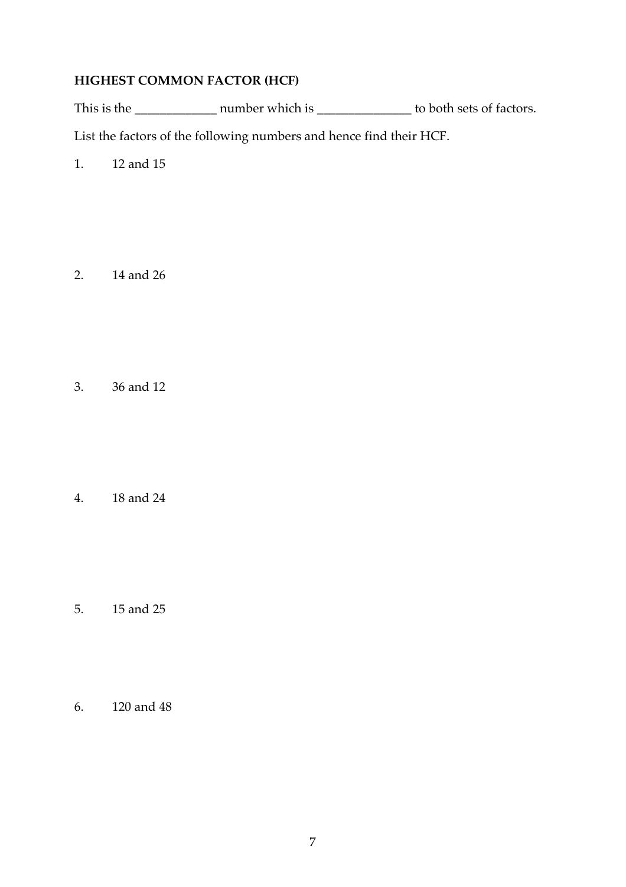**HIGHEST COMMON FACTOR (HCF)**

This is the ____________ number which is ______________ to both sets of factors.

List the factors of the following numbers and hence find their HCF.

1. 12 and 15

2. 14 and 26

3. 36 and 12

4. 18 and 24

5. 15 and 25

6. 120 and 48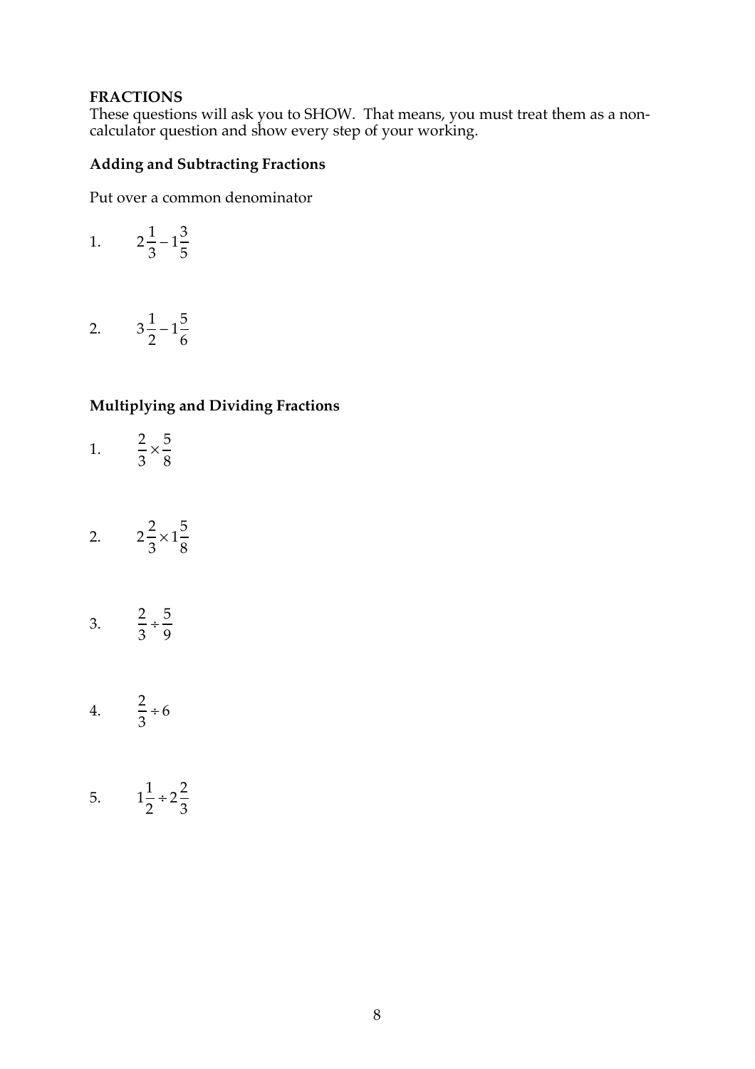# FRACTIONS

These questions will ask you to SHOW. That means, you must treat them as a non-calculator question and show every step of your working.

## Adding and Subtracting Fractions

Put over a common denominator

1. $2\frac{1}{3} - 1\frac{3}{5}$

2. $3\frac{1}{2} - 1\frac{5}{6}$

## Multiplying and Dividing Fractions

1. $\frac{2}{3} \times \frac{5}{8}$

2. $2\frac{2}{3} \times 1\frac{5}{8}$

3. $\frac{2}{3} \div \frac{5}{9}$

4. $\frac{2}{3} \div 6$

5. $1\frac{1}{2} \div 2\frac{2}{3}$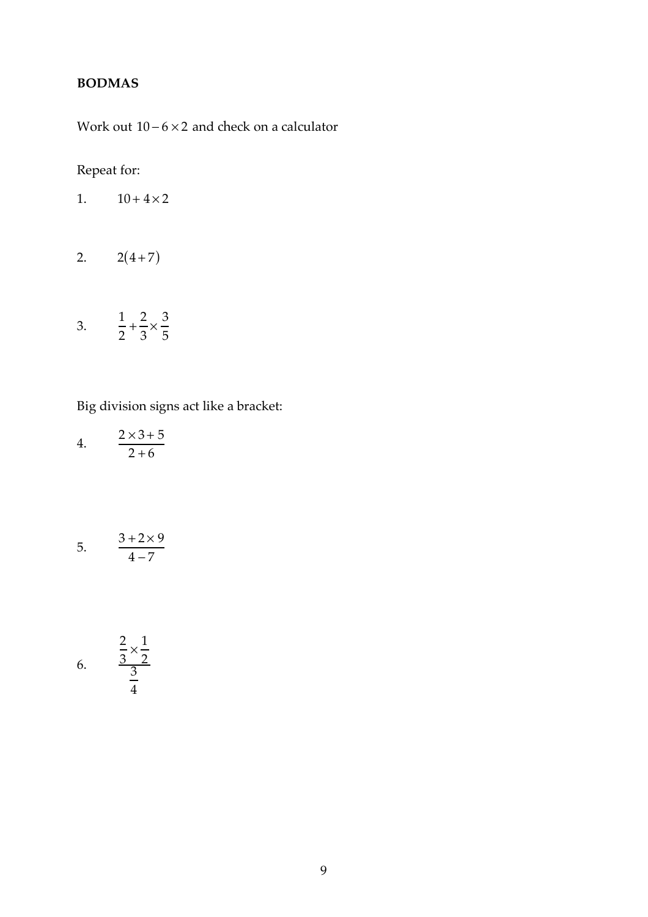**BODMAS**

Work out $10-6\times2$ and check on a calculator

Repeat for:

1. $10+4\times2$

2. $2(4+7)$

3. $\frac{1}{2}+\frac{2}{3}\times\frac{3}{5}$

Big division signs act like a bracket:

4. $\dfrac{2\times3+5}{2+6}$

5. $\dfrac{3+2\times9}{4-7}$

6. $\dfrac{\frac{2}{3}\times\frac{1}{2}}{\frac{3}{4}}$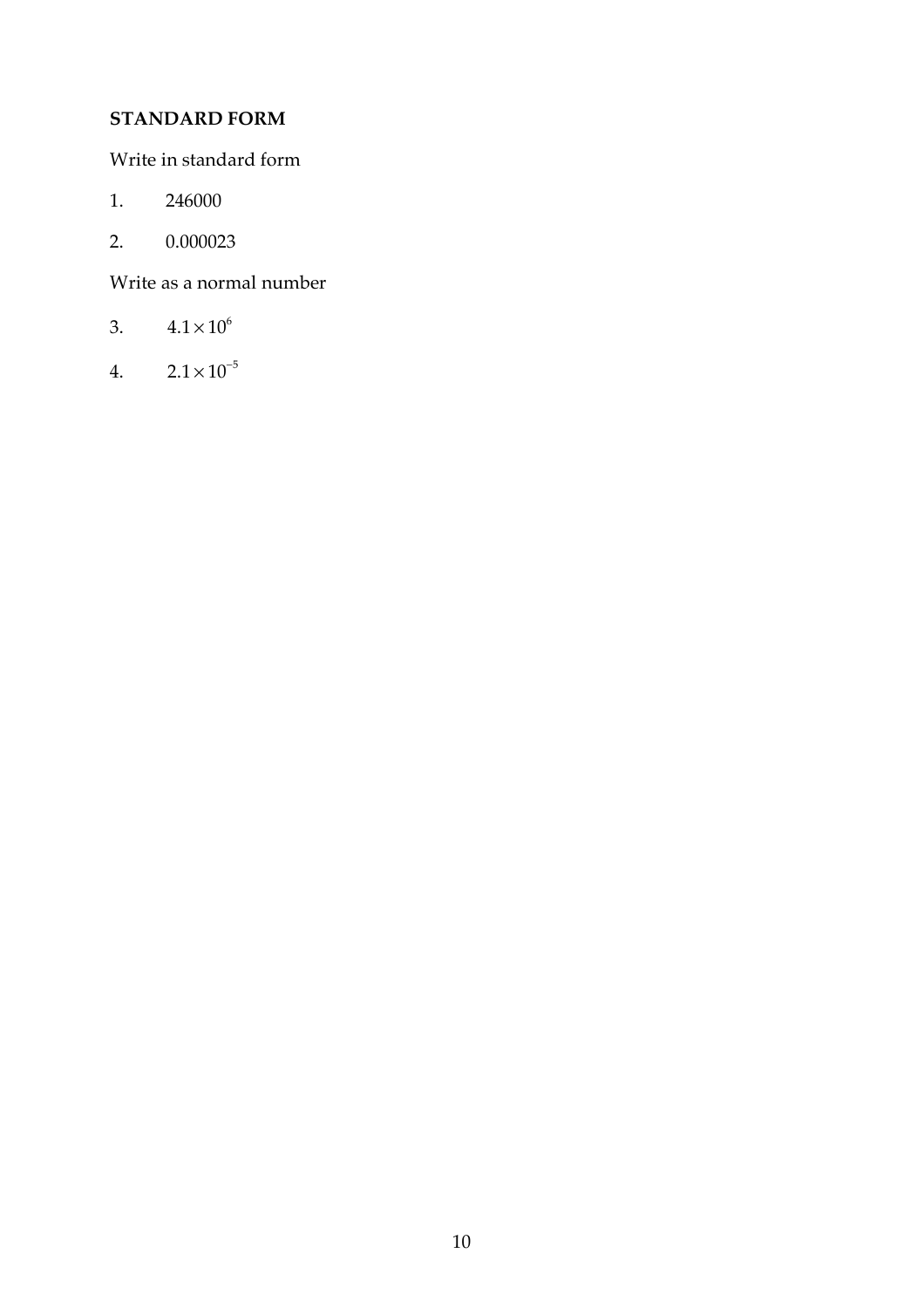**STANDARD FORM**

Write in standard form

1. 246000
2. 0.000023

Write as a normal number

3. $4.1 \times 10^{6}$
4. $2.1 \times 10^{-5}$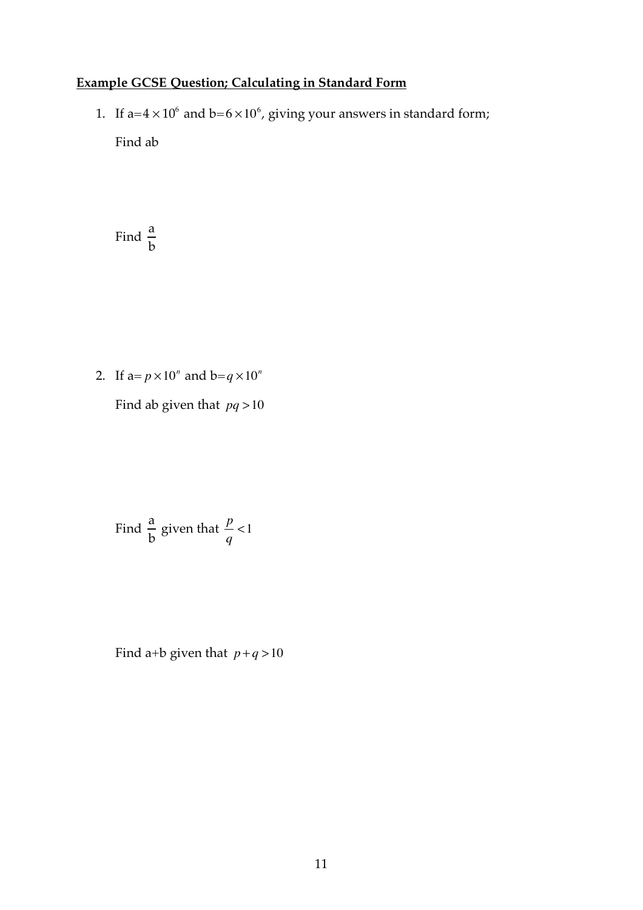**Example GCSE Question; Calculating in Standard Form**

1. If a=$4 \times 10^6$ and b=$6 \times 10^6$, giving your answers in standard form;

   Find ab

   Find $\frac{\text{a}}{\text{b}}$

2. If a= $p \times 10^n$ and b=$q \times 10^n$

   Find ab given that $pq > 10$

   Find $\frac{\text{a}}{\text{b}}$ given that $\frac{p}{q} < 1$

   Find a+b given that $p + q > 10$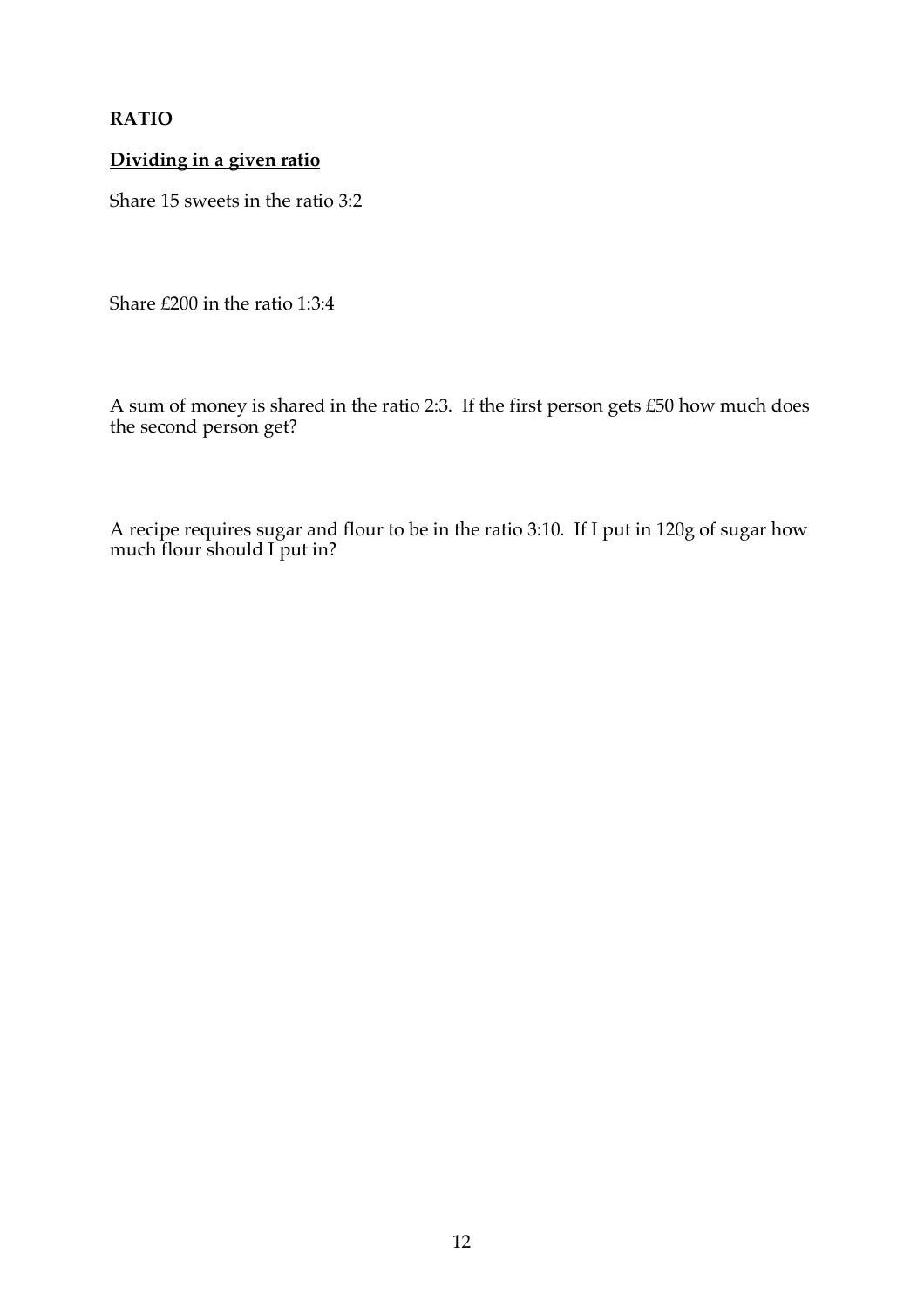**RATIO**

**Dividing in a given ratio**

Share 15 sweets in the ratio 3:2

Share £200 in the ratio 1:3:4

A sum of money is shared in the ratio 2:3. If the first person gets £50 how much does the second person get?

A recipe requires sugar and flour to be in the ratio 3:10. If I put in 120g of sugar how much flour should I put in?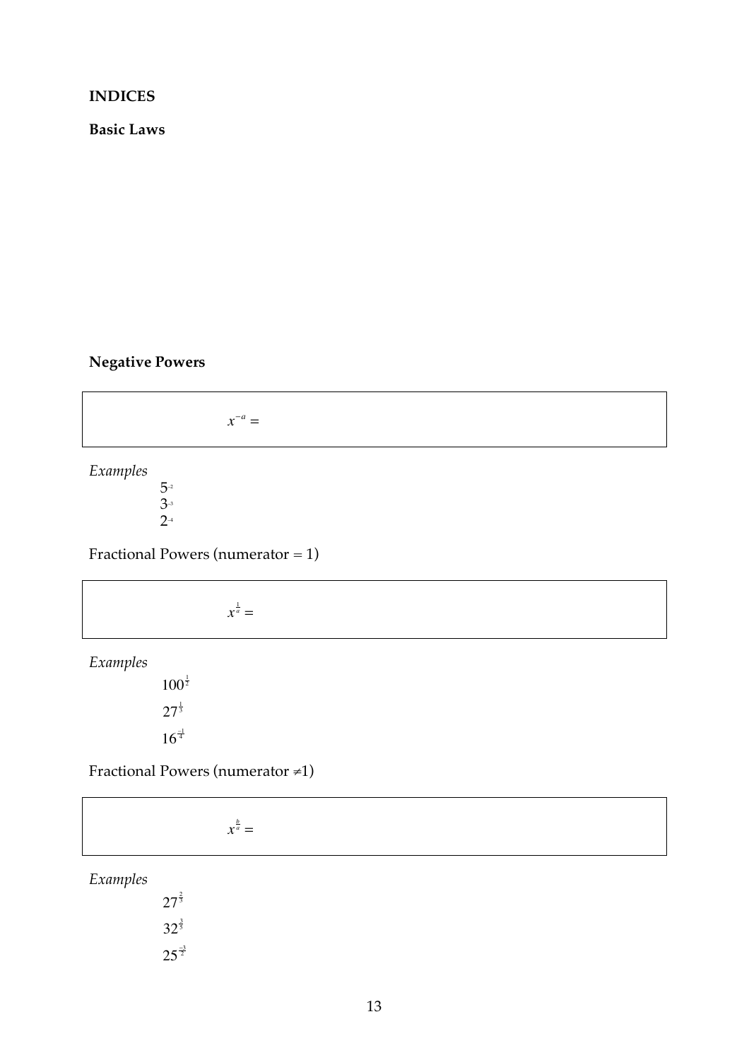**INDICES**

**Basic Laws**

**Negative Powers**

$$x^{-a} =$$

*Examples*

$5^{-2}$

$3^{-3}$

$2^{-4}$

Fractional Powers (numerator = 1)

$$x^{\frac{1}{a}} =$$

*Examples*

$100^{\frac{1}{2}}$

$27^{\frac{1}{3}}$

$16^{\frac{-1}{4}}$

Fractional Powers (numerator ≠1)

$$x^{\frac{b}{a}} =$$

*Examples*

$27^{\frac{2}{3}}$

$32^{\frac{3}{5}}$

$25^{\frac{-3}{2}}$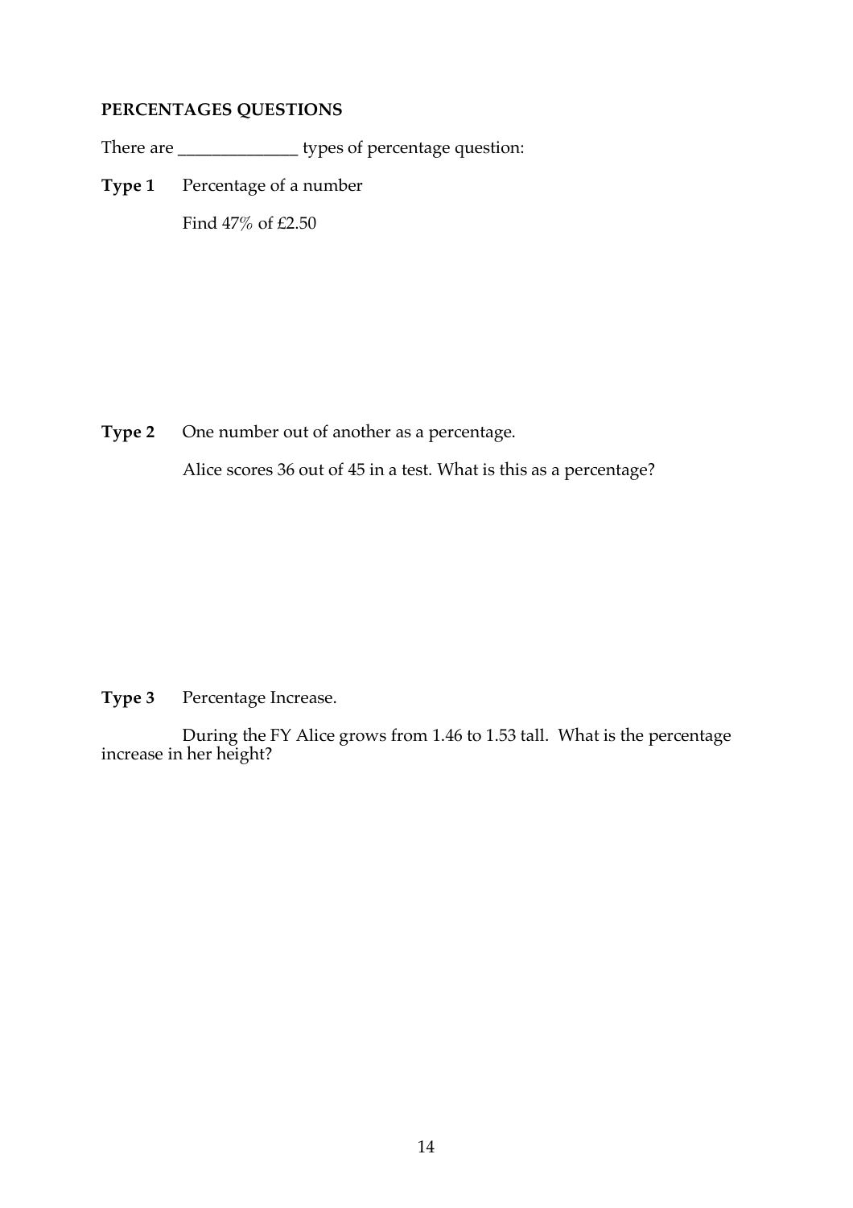**PERCENTAGES QUESTIONS**

There are ______________ types of percentage question:

**Type 1** Percentage of a number

Find 47% of £2.50

**Type 2** One number out of another as a percentage.

Alice scores 36 out of 45 in a test. What is this as a percentage?

**Type 3** Percentage Increase.

During the FY Alice grows from 1.46 to 1.53 tall. What is the percentage increase in her height?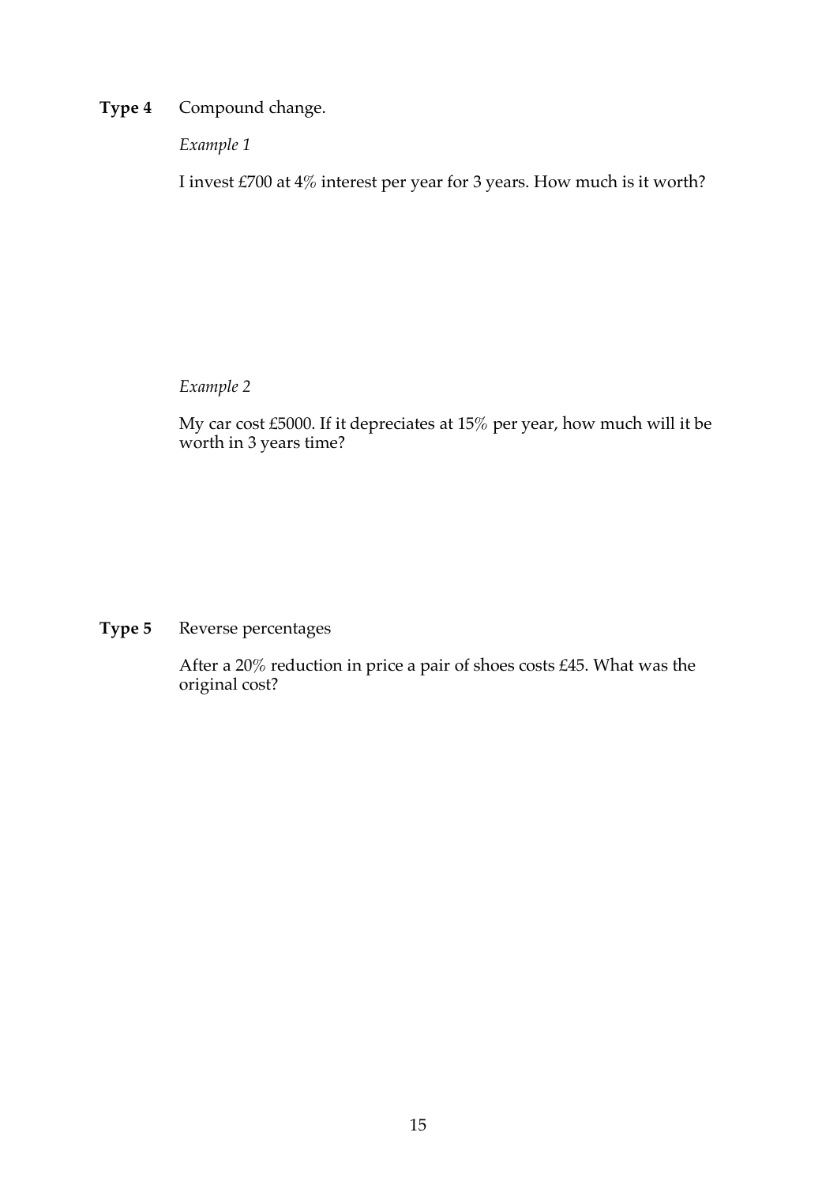**Type 4** Compound change.

*Example 1*

I invest £700 at 4% interest per year for 3 years. How much is it worth?

*Example 2*

My car cost £5000. If it depreciates at 15% per year, how much will it be worth in 3 years time?

**Type 5** Reverse percentages

After a 20% reduction in price a pair of shoes costs £45. What was the original cost?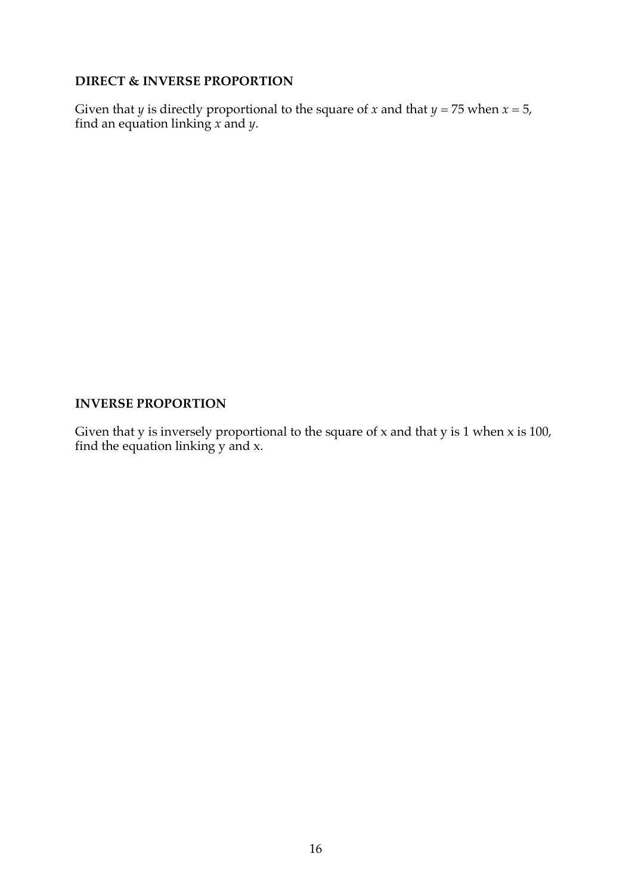**DIRECT & INVERSE PROPORTION**

Given that $y$ is directly proportional to the square of $x$ and that $y = 75$ when $x = 5$, find an equation linking $x$ and $y$.

**INVERSE PROPORTION**

Given that y is inversely proportional to the square of x and that y is 1 when x is 100, find the equation linking y and x.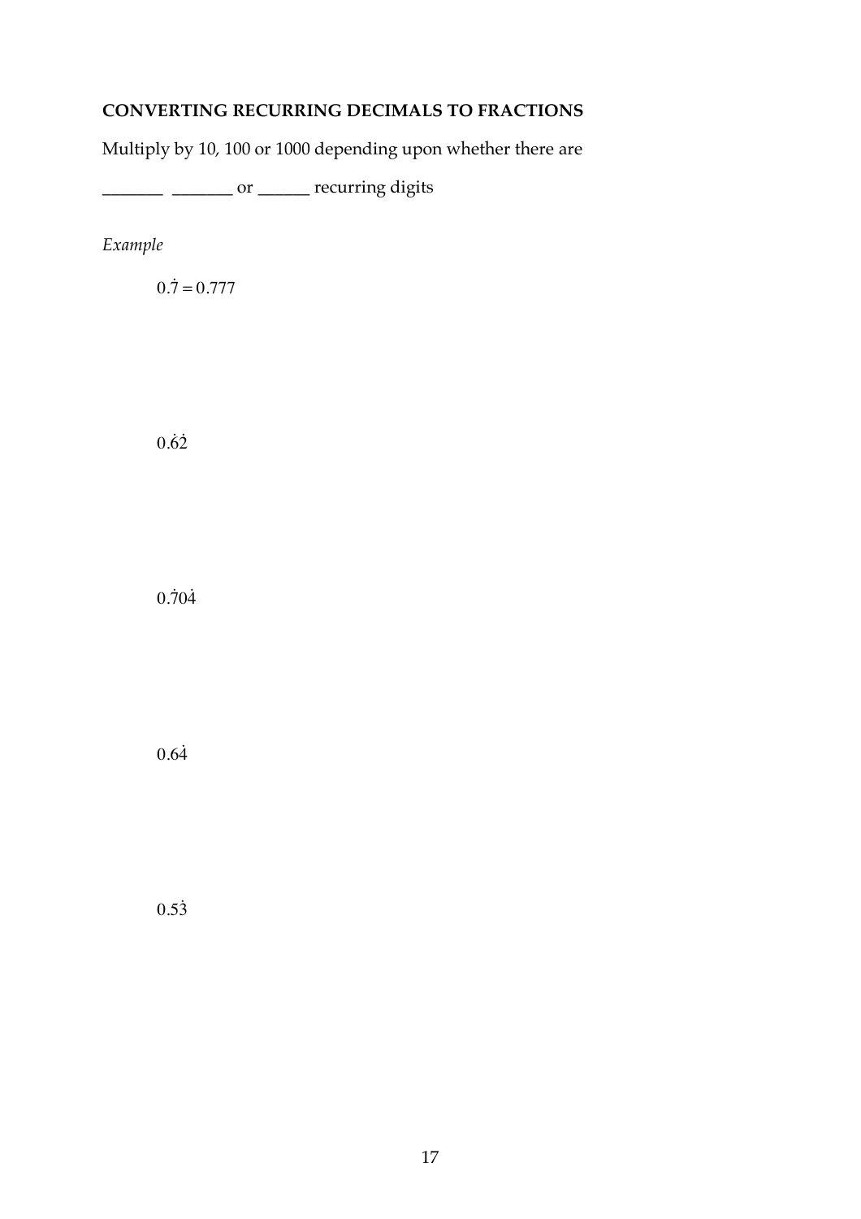**CONVERTING RECURRING DECIMALS TO FRACTIONS**

Multiply by 10, 100 or 1000 depending upon whether there are

_______ _______ or ______ recurring digits

*Example*

$0.\dot{7} = 0.777$

$0.\dot{6}\dot{2}$

$0.\dot{7}0\dot{4}$

$0.6\dot{4}$

$0.5\dot{3}$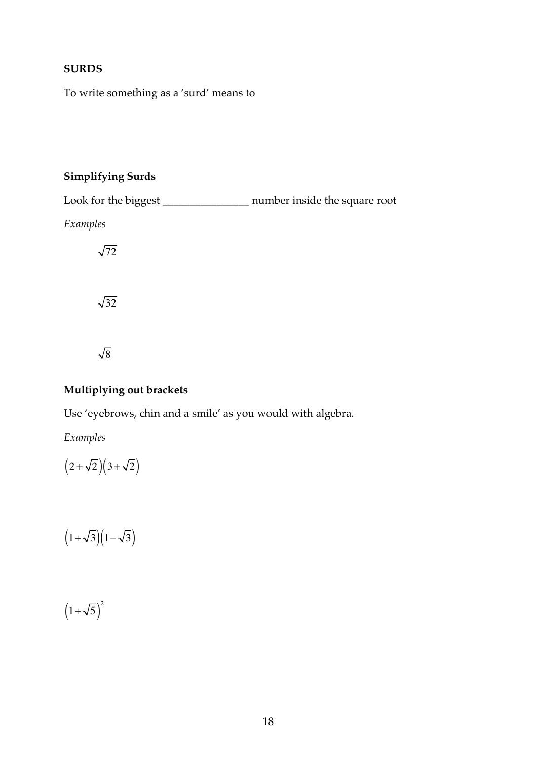## SURDS

To write something as a 'surd' means to

### Simplifying Surds

Look for the biggest ________________ number inside the square root

*Examples*

$\sqrt{72}$

$\sqrt{32}$

$\sqrt{8}$

### Multiplying out brackets

Use 'eyebrows, chin and a smile' as you would with algebra.

*Examples*

$\left(2+\sqrt{2}\right)\left(3+\sqrt{2}\right)$

$\left(1+\sqrt{3}\right)\left(1-\sqrt{3}\right)$

$\left(1+\sqrt{5}\right)^2$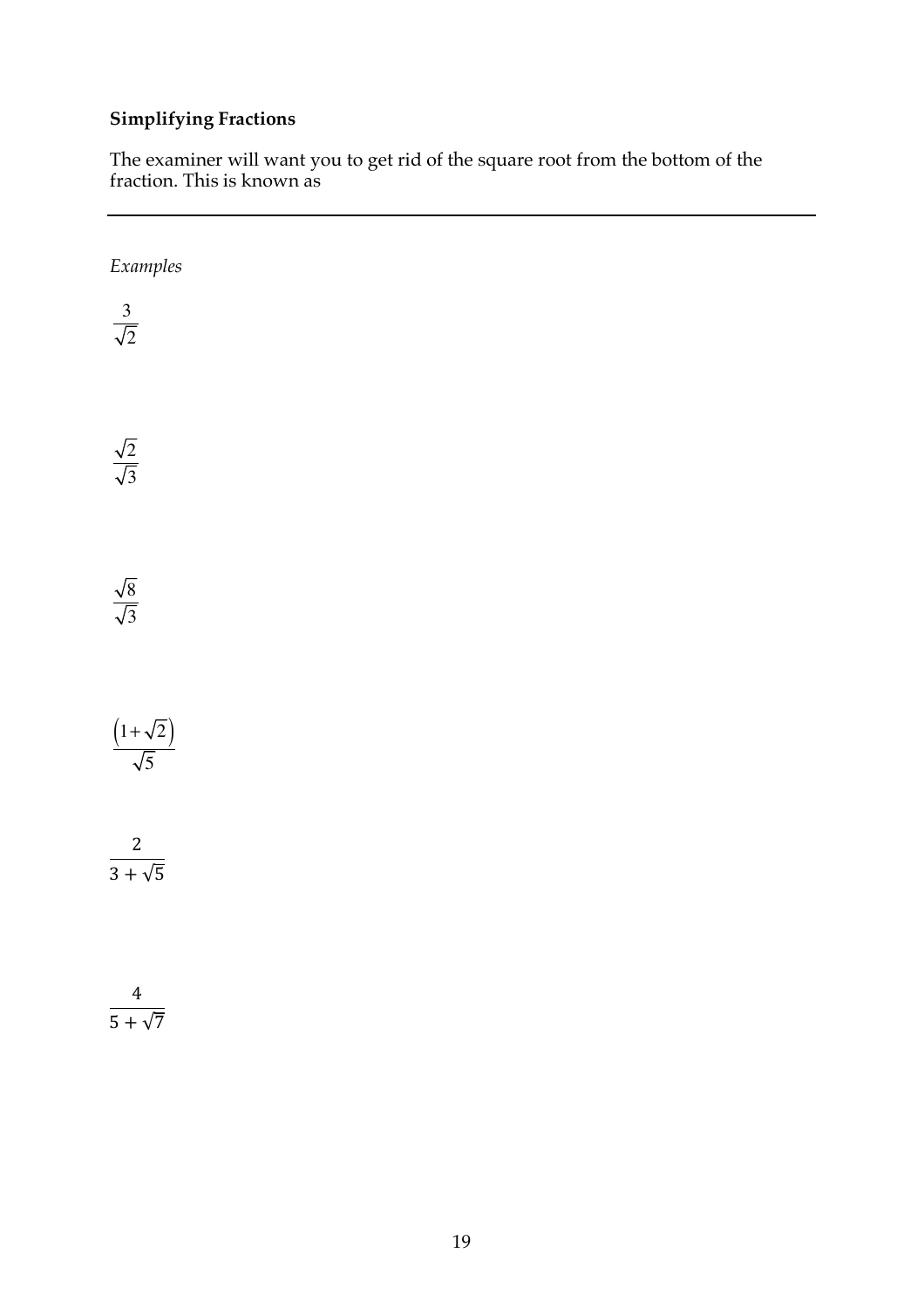**Simplifying Fractions**

The examiner will want you to get rid of the square root from the bottom of the fraction. This is known as

---

*Examples*

$$\frac{3}{\sqrt{2}}$$

$$\frac{\sqrt{2}}{\sqrt{3}}$$

$$\frac{\sqrt{8}}{\sqrt{3}}$$

$$\frac{\left(1+\sqrt{2}\right)}{\sqrt{5}}$$

$$\frac{2}{3+\sqrt{5}}$$

$$\frac{4}{5+\sqrt{7}}$$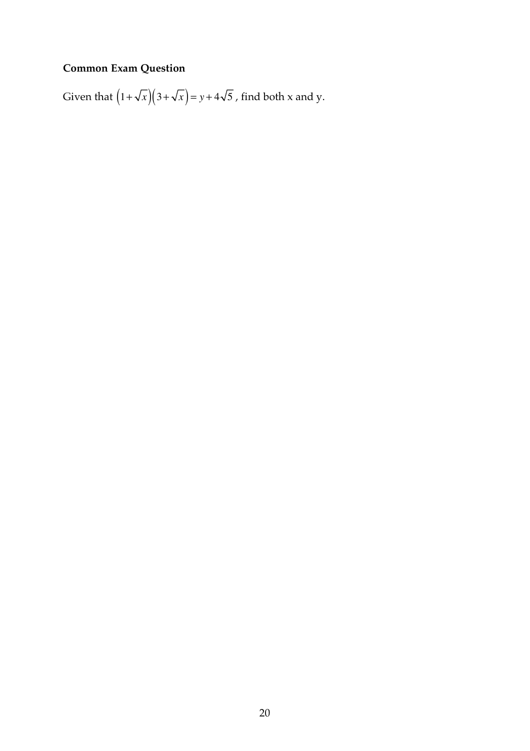**Common Exam Question**

Given that $\left(1+\sqrt{x}\right)\left(3+\sqrt{x}\right)=y+4\sqrt{5}$, find both x and y.